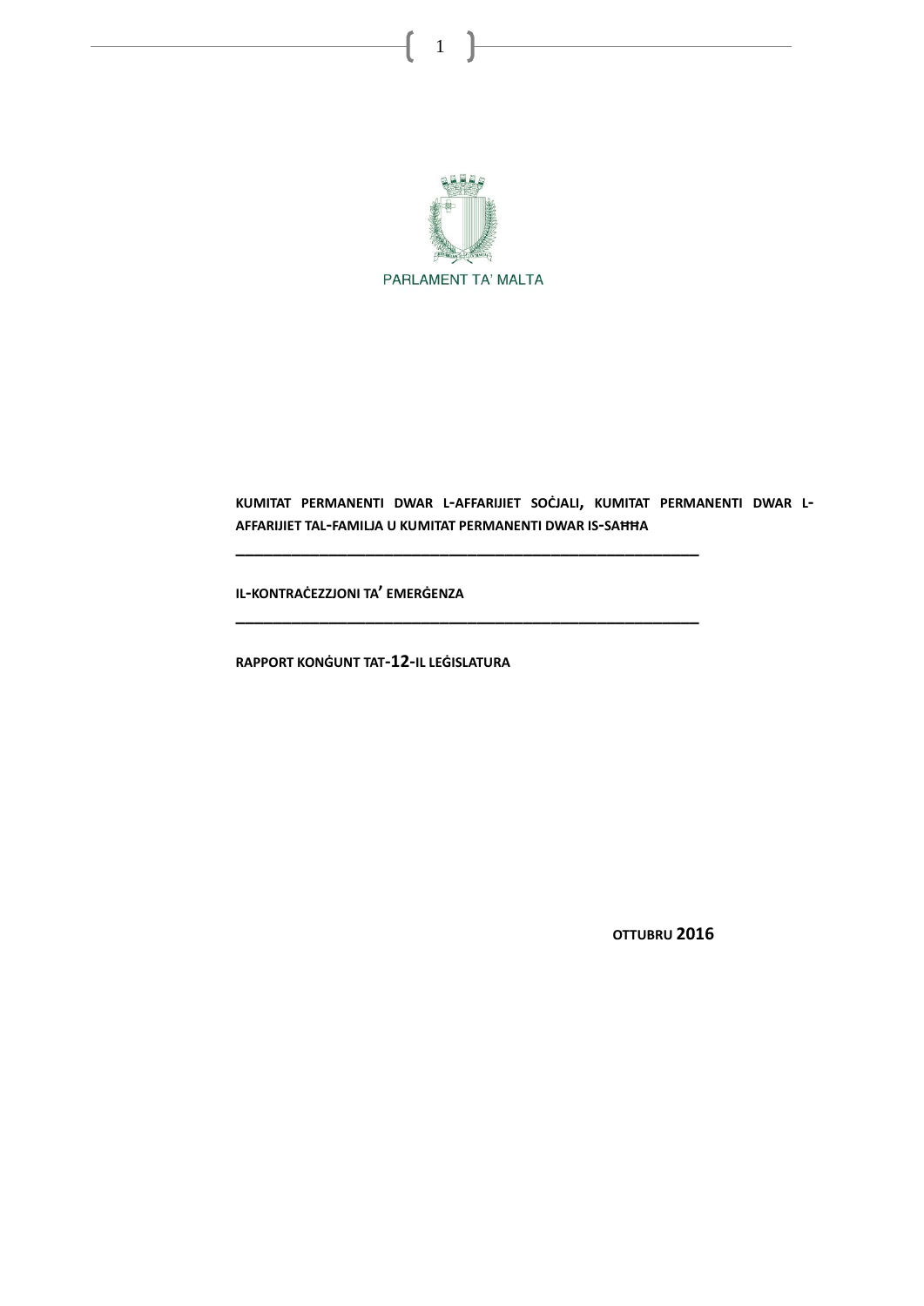PARLAMENT TA' MALTA

**KUMITAT PERMANENTI DWAR L-AFFARIJIET SOĊJALI, KUMITAT PERMANENTI DWAR L-AFFARIJIET TAL-FAMILJA U KUMITAT PERMANENTI DWAR IS-SAĦĦA**

---

**IL-KONTRAĊEZZJONI TA' EMERĠENZA**

---

**RAPPORT KONĠUNT TAT-12-IL LEĠISLATURA**

**OTTUBRU 2016**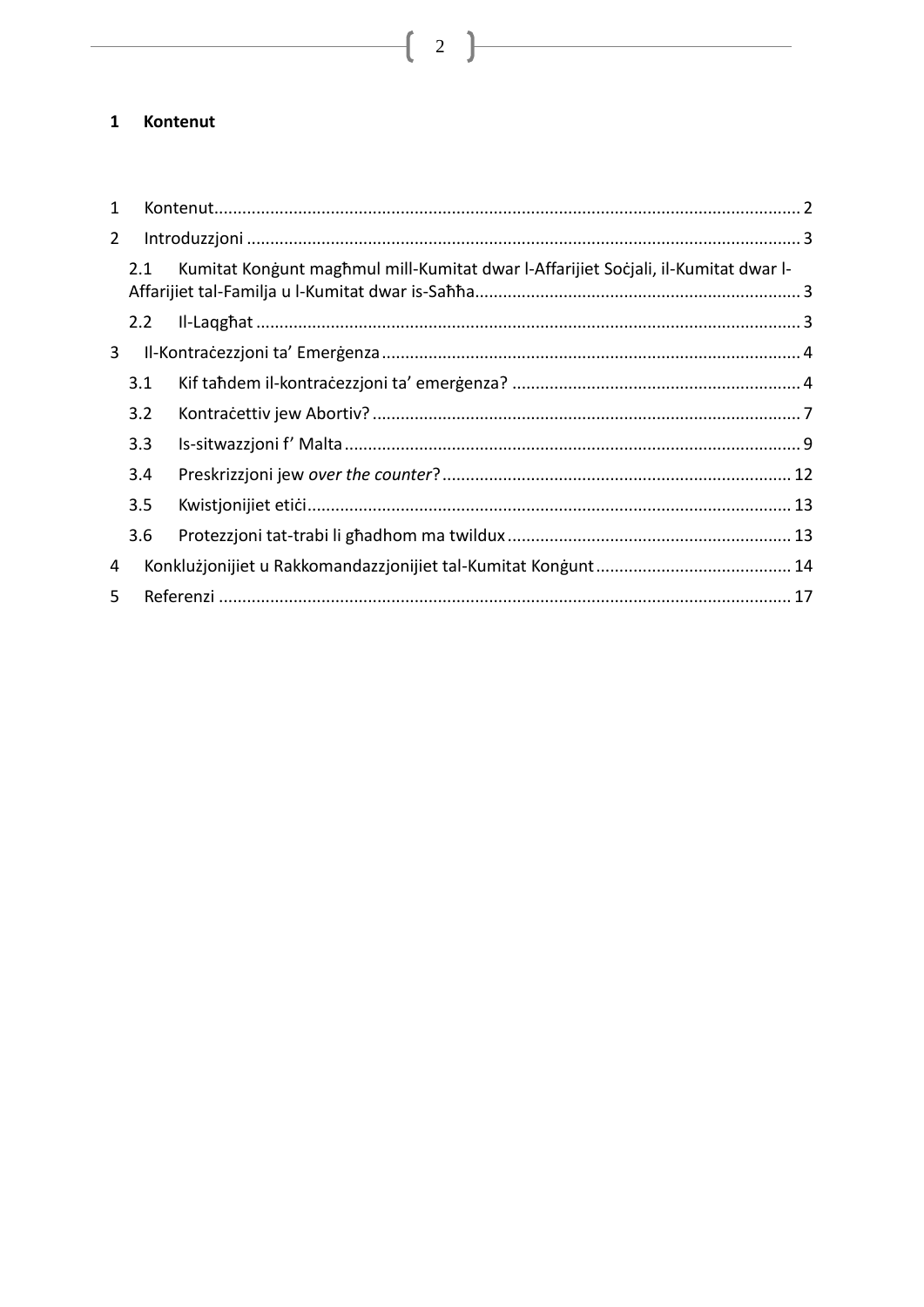# 1 Kontenut

1 Kontenut ........ 2

2 Introduzzjoni ........ 3

2.1 Kumitat Konġunt magħmul mill-Kumitat dwar l-Affarijiet Soċjali, il-Kumitat dwar l-Affarijiet tal-Familja u l-Kumitat dwar is-Saħħa ........ 3

2.2 Il-Laqgħat ........ 3

3 Il-Kontraċezzjoni ta' Emerġenza ........ 4

3.1 Kif taħdem il-kontraċezzjoni ta' emerġenza? ........ 4

3.2 Kontraċettiv jew Abortiv? ........ 7

3.3 Is-sitwazzjoni f' Malta ........ 9

3.4 Preskrizzjoni jew *over the counter*? ........ 12

3.5 Kwistjonijiet etiċi ........ 13

3.6 Protezzjoni tat-trabi li għadhom ma twildux ........ 13

4 Konklużjonijiet u Rakkomandazzjonijiet tal-Kumitat Konġunt ........ 14

5 Referenzi ........ 17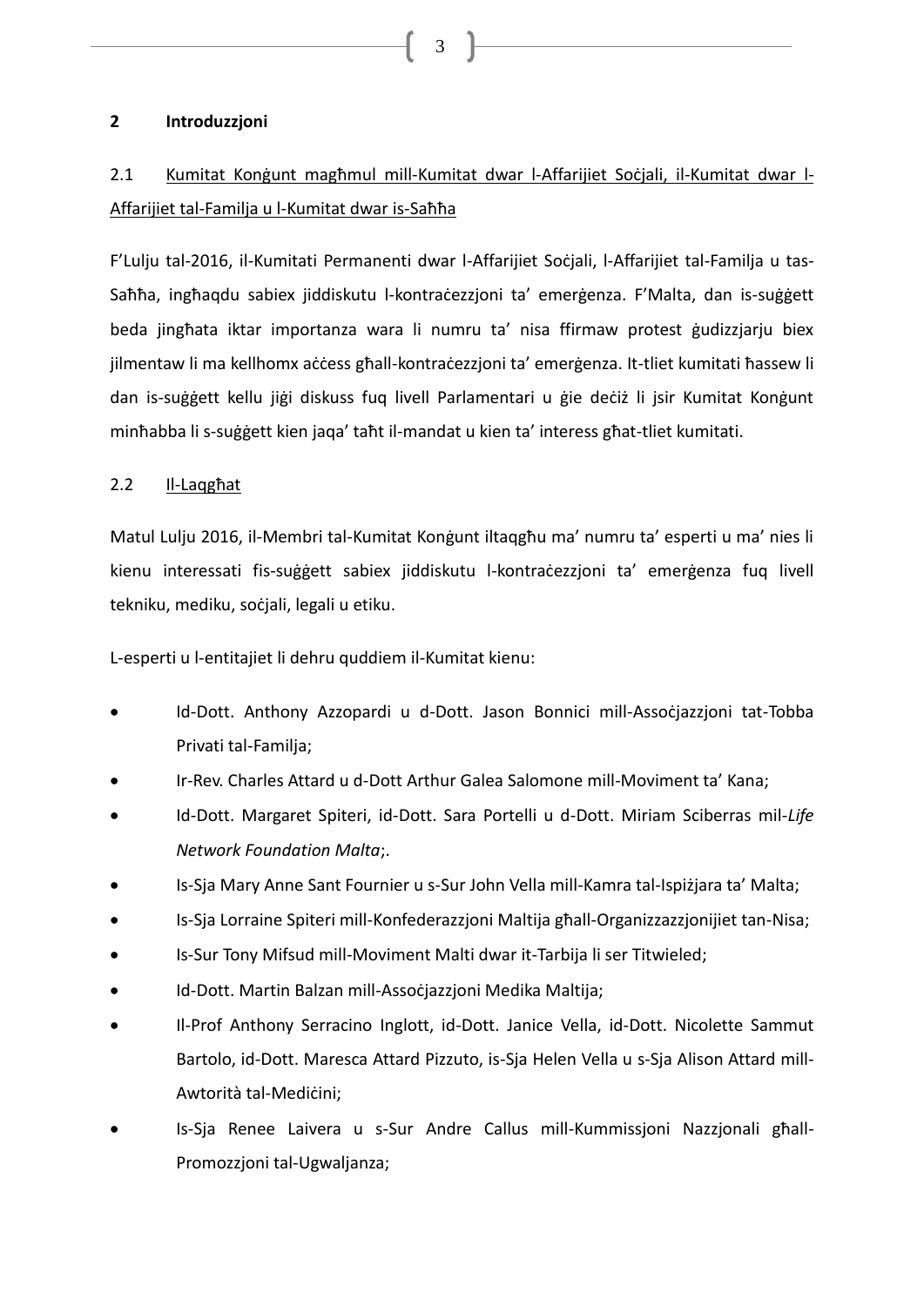## 2 Introduzzjoni

### 2.1 Kumitat Konġunt magħmul mill-Kumitat dwar l-Affarijiet Soċjali, il-Kumitat dwar l-Affarijiet tal-Familja u l-Kumitat dwar is-Saħħa

F'Lulju tal-2016, il-Kumitati Permanenti dwar l-Affarijiet Soċjali, l-Affarijiet tal-Familja u tas-Saħħa, ingħaqdu sabiex jiddiskutu l-kontraċezzjoni ta' emerġenza. F'Malta, dan is-suġġett beda jingħata iktar importanza wara li numru ta' nisa ffirmaw protest ġudizzjarju biex jilmentaw li ma kellhomx aċċess għall-kontraċezzjoni ta' emerġenza. It-tliet kumitati ħassew li dan is-suġġett kellu jiġi diskuss fuq livell Parlamentari u ġie deċiż li jsir Kumitat Konġunt minħabba li s-suġġett kien jaqa' taħt il-mandat u kien ta' interess għat-tliet kumitati.

### 2.2 Il-Laqgħat

Matul Lulju 2016, il-Membri tal-Kumitat Konġunt iltaqgħu ma' numru ta' esperti u ma' nies li kienu interessati fis-suġġett sabiex jiddiskutu l-kontraċezzjoni ta' emerġenza fuq livell tekniku, mediku, soċjali, legali u etiku.

L-esperti u l-entitajiet li dehru quddiem il-Kumitat kienu:

- Id-Dott. Anthony Azzopardi u d-Dott. Jason Bonnici mill-Assoċjazzjoni tat-Tobba Privati tal-Familja;
- Ir-Rev. Charles Attard u d-Dott Arthur Galea Salomone mill-Moviment ta' Kana;
- Id-Dott. Margaret Spiteri, id-Dott. Sara Portelli u d-Dott. Miriam Sciberras mil-*Life Network Foundation Malta*;.
- Is-Sja Mary Anne Sant Fournier u s-Sur John Vella mill-Kamra tal-Ispiżjara ta' Malta;
- Is-Sja Lorraine Spiteri mill-Konfederazzjoni Maltija għall-Organizzazzjonijiet tan-Nisa;
- Is-Sur Tony Mifsud mill-Moviment Malti dwar it-Tarbija li ser Titwieled;
- Id-Dott. Martin Balzan mill-Assoċjazzjoni Medika Maltija;
- Il-Prof Anthony Serracino Inglott, id-Dott. Janice Vella, id-Dott. Nicolette Sammut Bartolo, id-Dott. Maresca Attard Pizzuto, is-Sja Helen Vella u s-Sja Alison Attard mill-Awtorità tal-Mediċini;
- Is-Sja Renee Laivera u s-Sur Andre Callus mill-Kummissjoni Nazzjonali għall-Promozzjoni tal-Ugwaljanza;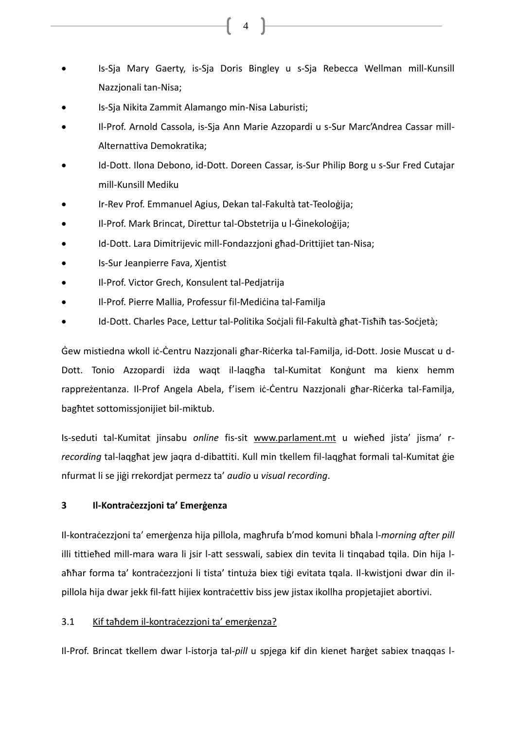- Is-Sja Mary Gaerty, is-Sja Doris Bingley u s-Sja Rebecca Wellman mill-Kunsill Nazzjonali tan-Nisa;
- Is-Sja Nikita Zammit Alamango min-Nisa Laburisti;
- Il-Prof. Arnold Cassola, is-Sja Ann Marie Azzopardi u s-Sur Marc'Andrea Cassar mill-Alternattiva Demokratika;
- Id-Dott. Ilona Debono, id-Dott. Doreen Cassar, is-Sur Philip Borg u s-Sur Fred Cutajar mill-Kunsill Mediku
- Ir-Rev Prof. Emmanuel Agius, Dekan tal-Fakultà tat-Teoloġija;
- Il-Prof. Mark Brincat, Direttur tal-Obstetrija u l-Ġinekoloġija;
- Id-Dott. Lara Dimitrijevic mill-Fondazzjoni għad-Drittijiet tan-Nisa;
- Is-Sur Jeanpierre Fava, Xjentist
- Il-Prof. Victor Grech, Konsulent tal-Pedjatrija
- Il-Prof. Pierre Mallia, Professur fil-Mediċina tal-Familja
- Id-Dott. Charles Pace, Lettur tal-Politika Soċjali fil-Fakultà għat-Tisħiħ tas-Soċjetà;

Ġew mistiedna wkoll iċ-Ċentru Nazzjonali għar-Riċerka tal-Familja, id-Dott. Josie Muscat u d-Dott. Tonio Azzopardi iżda waqt il-laqgħa tal-Kumitat Konġunt ma kienx hemm rappreżentanza. Il-Prof Angela Abela, f'isem iċ-Ċentru Nazzjonali għar-Riċerka tal-Familja, bagħtet sottomissjonijiet bil-miktub.

Is-seduti tal-Kumitat jinsabu *online* fis-sit www.parlament.mt u wieħed jista' jisma' r-*recording* tal-laqgħat jew jaqra d-dibattiti. Kull min tkellem fil-laqgħat formali tal-Kumitat ġie nfurmat li se jiġi rrekordjat permezz ta' *audio* u *visual recording*.

## 3 Il-Kontraċezzjoni ta' Emerġenza

Il-kontraċezzjoni ta' emerġenza hija pillola, magħrufa b'mod komuni bħala l-*morning after pill* illi tittieħed mill-mara wara li jsir l-att sesswali, sabiex din tevita li tinqabad tqila. Din hija l-aħħar forma ta' kontraċezzjoni li tista' tintuża biex tiġi evitata tqala. Il-kwistjoni dwar din il-pillola hija dwar jekk fil-fatt hijiex kontraċettiv biss jew jistax ikollha propjetajiet abortivi.

### 3.1 Kif taħdem il-kontraċezzjoni ta' emerġenza?

Il-Prof. Brincat tkellem dwar l-istorja tal-*pill* u spjega kif din kienet ħarġet sabiex tnaqqas l-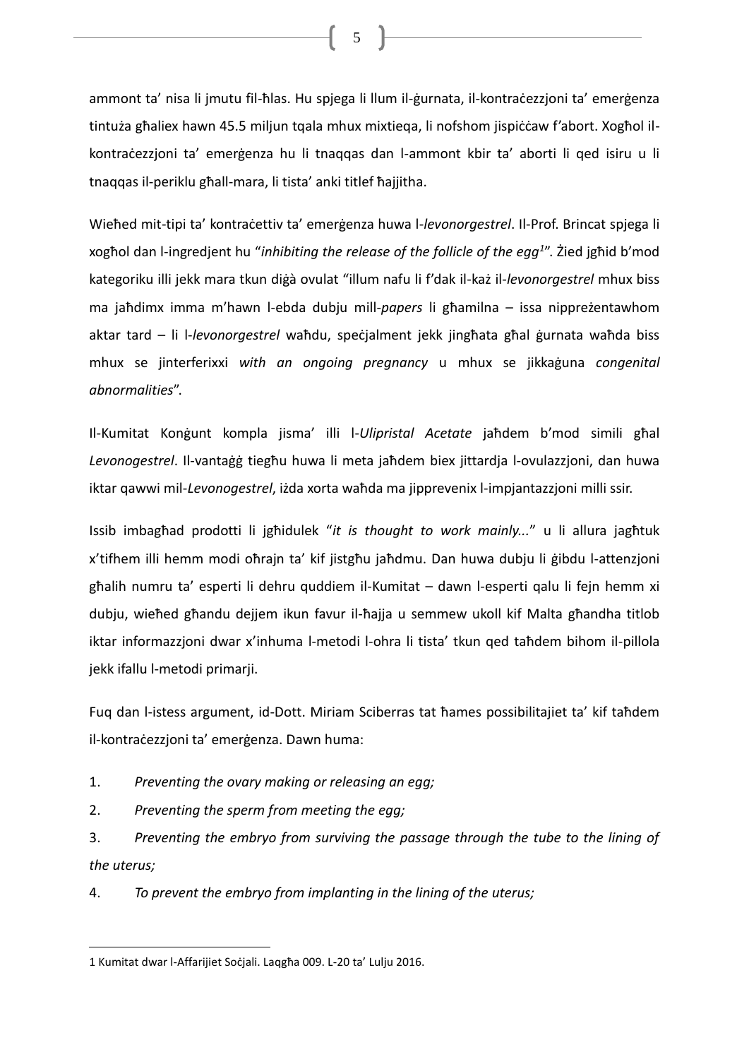ammont ta' nisa li jmutu fil-ħlas. Hu spjega li llum il-ġurnata, il-kontraċezzjoni ta' emerġenza tintuża għaliex hawn 45.5 miljun tqala mhux mixtieqa, li nofshom jispiċċaw f'abort. Xogħol il-kontraċezzjoni ta' emerġenza hu li tnaqqas dan l-ammont kbir ta' aborti li qed isiru u li tnaqqas il-periklu għall-mara, li tista' anki titlef ħajjitha.

Wieħed mit-tipi ta' kontraċettiv ta' emerġenza huwa l-*levonorgestrel*. Il-Prof. Brincat spjega li xogħol dan l-ingredjent hu "*inhibiting the release of the follicle of the egg*[1]". Żied jgħid b'mod kategoriku illi jekk mara tkun diġà ovulat "illum nafu li f'dak il-każ il-*levonorgestrel* mhux biss ma jaħdimx imma m'hawn l-ebda dubju mill-*papers* li għamilna – issa nippreżentawhom aktar tard – li l-*levonorgestrel* waħdu, speċjalment jekk jingħata għal ġurnata waħda biss mhux se jinterferixxi *with an ongoing pregnancy* u mhux se jikkaġuna *congenital abnormalities*".

Il-Kumitat Konġunt kompla jisma' illi l-*Ulipristal Acetate* jaħdem b'mod simili għal *Levonogestrel*. Il-vantaġġ tiegħu huwa li meta jaħdem biex jittardja l-ovulazzjoni, dan huwa iktar qawwi mil-*Levonogestrel*, iżda xorta waħda ma jipprevenix l-impjantazzjoni milli ssir.

Issib imbagħad prodotti li jgħidulek "*it is thought to work mainly...*" u li allura jagħtuk x'tifhem illi hemm modi oħrajn ta' kif jistgħu jaħdmu. Dan huwa dubju li ġibdu l-attenzjoni għalih numru ta' esperti li dehru quddiem il-Kumitat – dawn l-esperti qalu li fejn hemm xi dubju, wieħed għandu dejjem ikun favur il-ħajja u semmew ukoll kif Malta għandha titlob iktar informazzjoni dwar x'inhuma l-metodi l-oħra li tista' tkun qed taħdem bihom il-pillola jekk ifallu l-metodi primarji.

Fuq dan l-istess argument, id-Dott. Miriam Sciberras tat ħames possibilitajiet ta' kif taħdem il-kontraċezzjoni ta' emerġenza. Dawn huma:

1. *Preventing the ovary making or releasing an egg;*
2. *Preventing the sperm from meeting the egg;*
3. *Preventing the embryo from surviving the passage through the tube to the lining of the uterus;*
4. *To prevent the embryo from implanting in the lining of the uterus;*

---

1 Kumitat dwar l-Affarijiet Soċjali. Laqgħa 009. L-20 ta' Lulju 2016.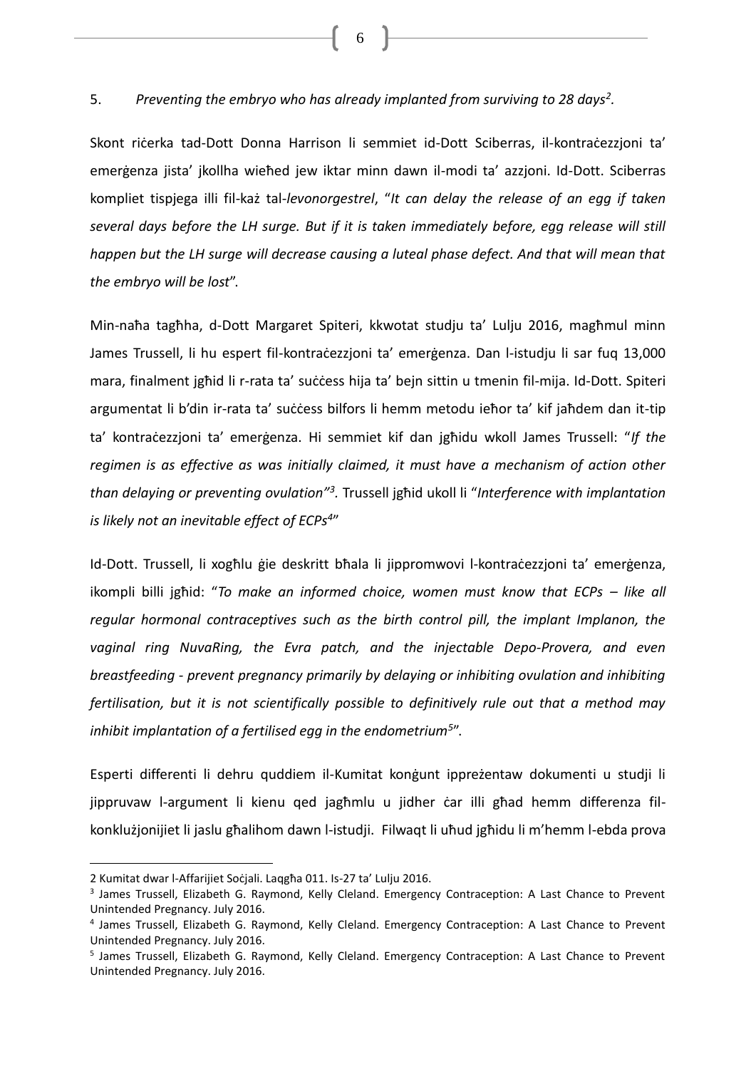5. *Preventing the embryo who has already implanted from surviving to 28 days*[2].

Skont riċerka tad-Dott Donna Harrison li semmiet id-Dott Sciberras, il-kontraċezzjoni ta' emerġenza jista' jkollha wieħed jew iktar minn dawn il-modi ta' azzjoni. Id-Dott. Sciberras kompliet tispjega illi fil-każ tal-*levonorgestrel*, "*It can delay the release of an egg if taken several days before the LH surge. But if it is taken immediately before, egg release will still happen but the LH surge will decrease causing a luteal phase defect. And that will mean that the embryo will be lost*".

Min-naħa tagħha, d-Dott Margaret Spiteri, kkwotat studju ta' Lulju 2016, magħmul minn James Trussell, li hu espert fil-kontraċezzjoni ta' emerġenza. Dan l-istudju li sar fuq 13,000 mara, finalment jgħid li r-rata ta' suċċess hija ta' bejn sittin u tmenin fil-mija. Id-Dott. Spiteri argumentat li b'din ir-rata ta' suċċess bilfors li hemm metodu ieħor ta' kif jaħdem dan it-tip ta' kontraċezzjoni ta' emerġenza. Hi semmiet kif dan jgħidu wkoll James Trussell: "*If the regimen is as effective as was initially claimed, it must have a mechanism of action other than delaying or preventing ovulation*"[3]. Trussell jgħid ukoll li "*Interference with implantation is likely not an inevitable effect of ECPs*[4]"

Id-Dott. Trussell, li xogħlu ġie deskritt bħala li jippromwovi l-kontraċezzjoni ta' emerġenza, ikompli billi jgħid: "*To make an informed choice, women must know that ECPs – like all regular hormonal contraceptives such as the birth control pill, the implant Implanon, the vaginal ring NuvaRing, the Evra patch, and the injectable Depo-Provera, and even breastfeeding - prevent pregnancy primarily by delaying or inhibiting ovulation and inhibiting fertilisation, but it is not scientifically possible to definitively rule out that a method may inhibit implantation of a fertilised egg in the endometrium*[5]".

Esperti differenti li dehru quddiem il-Kumitat konġunt ippreżentaw dokumenti u studji li jippruvaw l-argument li kienu qed jagħmlu u jidher ċar illi għad hemm differenza fil-konklużjonijiet li jaslu għalihom dawn l-istudji. Filwaqt li uħud jgħidu li m'hemm l-ebda prova

---

2 Kumitat dwar l-Affarijiet Soċjali. Laqgħa 011. Is-27 ta' Lulju 2016.

3 James Trussell, Elizabeth G. Raymond, Kelly Cleland. Emergency Contraception: A Last Chance to Prevent Unintended Pregnancy. July 2016.

4 James Trussell, Elizabeth G. Raymond, Kelly Cleland. Emergency Contraception: A Last Chance to Prevent Unintended Pregnancy. July 2016.

5 James Trussell, Elizabeth G. Raymond, Kelly Cleland. Emergency Contraception: A Last Chance to Prevent Unintended Pregnancy. July 2016.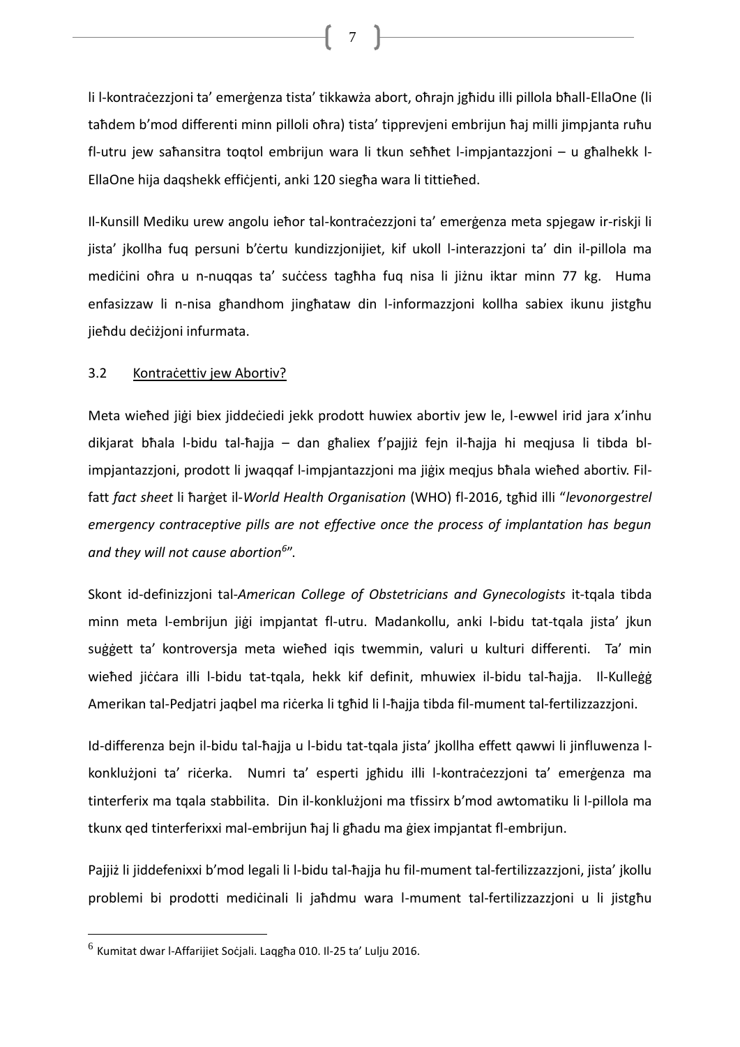li l-kontraċezzjoni ta' emerġenza tista' tikkawża abort, oħrajn jgħidu illi pillola bħall-EllaOne (li taħdem b'mod differenti minn pilloli oħra) tista' tipprevjeni embrijun ħaj milli jimpjanta ruħu fl-utru jew saħansitra toqtol embrijun wara li tkun seħħet l-impjantazzjoni – u għalhekk l-EllaOne hija daqshekk effiċjenti, anki 120 siegħa wara li tittieħed.

Il-Kunsill Mediku urew angolu ieħor tal-kontraċezzjoni ta' emerġenza meta spjegaw ir-riskji li jista' jkollha fuq persuni b'ċertu kundizzjonijiet, kif ukoll l-interazzjoni ta' din il-pillola ma mediċini oħra u n-nuqqas ta' suċċess tagħha fuq nisa li jiżnu iktar minn 77 kg. Huma enfasizzaw li n-nisa għandhom jingħataw din l-informazzjoni kollha sabiex ikunu jistgħu jieħdu deċiżjoni infurmata.

### 3.2 Kontraċettiv jew Abortiv?

Meta wieħed jiġi biex jiddeċiedi jekk prodott huwiex abortiv jew le, l-ewwel irid jara x'inhu dikjarat bħala l-bidu tal-ħajja – dan għaliex f'pajjiż fejn il-ħajja hi meqjusa li tibda bl-impjantazzjoni, prodott li jwaqqaf l-impjantazzjoni ma jiġix meqjus bħala wieħed abortiv. Fil-fatt *fact sheet* li ħarġet il-*World Health Organisation* (WHO) fl-2016, tgħid illi "*levonorgestrel emergency contraceptive pills are not effective once the process of implantation has begun and they will not cause abortion*[6]".

Skont id-definizzjoni tal-*American College of Obstetricians and Gynecologists* it-tqala tibda minn meta l-embrijun jiġi impjantat fl-utru. Madankollu, anki l-bidu tat-tqala jista' jkun suġġett ta' kontroversja meta wieħed iqis twemmin, valuri u kulturi differenti. Ta' min wieħed jiċċara illi l-bidu tat-tqala, hekk kif definit, mhuwiex il-bidu tal-ħajja. Il-Kulleġġ Amerikan tal-Pedjatri jaqbel ma riċerka li tgħid li l-ħajja tibda fil-mument tal-fertilizzazzjoni.

Id-differenza bejn il-bidu tal-ħajja u l-bidu tat-tqala jista' jkollha effett qawwi li jinfluwenza l-konklużjoni ta' riċerka. Numri ta' esperti jgħidu illi l-kontraċezzjoni ta' emerġenza ma tinterferix ma tqala stabbilita. Din il-konklużjoni ma tfissirx b'mod awtomatiku li l-pillola ma tkunx qed tinterferixxi mal-embrijun ħaj li għadu ma ġiex impjantat fl-embrijun.

Pajjiż li jiddefenixxi b'mod legali li l-bidu tal-ħajja hu fil-mument tal-fertilizzazzjoni, jista' jkollu problemi bi prodotti mediċinali li jaħdmu wara l-mument tal-fertilizzazzjoni u li jistgħu

[6] Kumitat dwar l-Affarijiet Soċjali. Laqgħa 010. Il-25 ta' Lulju 2016.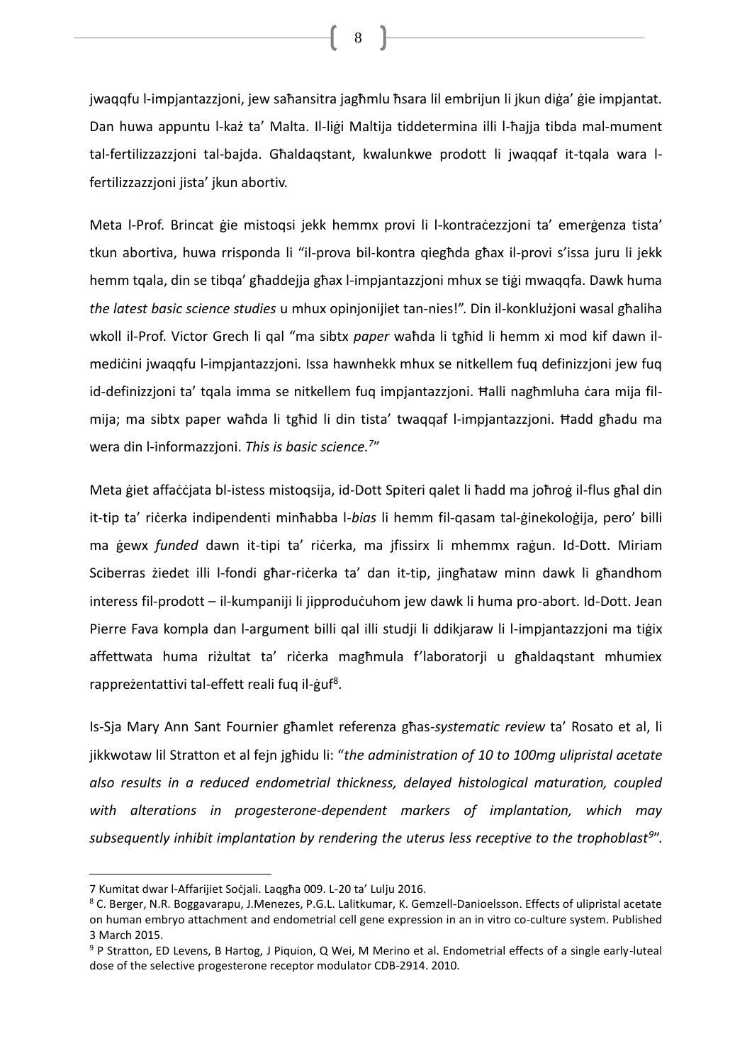jwaqqfu l-impjantazzjoni, jew saħansitra jagħmlu ħsara lil embrijun li jkun diġa' ġie impjantat. Dan huwa appuntu l-każ ta' Malta. Il-liġi Maltija tiddetermina illi l-ħajja tibda mal-mument tal-fertilizzazzjoni tal-bajda. Għaldaqstant, kwalunkwe prodott li jwaqqaf it-tqala wara l-fertilizzazzjoni jista' jkun abortiv.

Meta l-Prof. Brincat ġie mistoqsi jekk hemmx provi li l-kontraċezzjoni ta' emerġenza tista' tkun abortiva, huwa rrisponda li "il-prova bil-kontra qiegħda għax il-provi s'issa juru li jekk hemm tqala, din se tibqa' għaddejja għax l-impjantazzjoni mhux se tiġi mwaqqfa. Dawk huma *the latest basic science studies* u mhux opinjonijiet tan-nies!". Din il-konklużjoni wasal għaliha wkoll il-Prof. Victor Grech li qal "ma sibtx *paper* waħda li tgħid li hemm xi mod kif dawn il-mediċini jwaqqfu l-impjantazzjoni. Issa hawnhekk mhux se nitkellem fuq definizzjoni jew fuq id-definizzjoni ta' tqala imma se nitkellem fuq impjantazzjoni. Ħalli nagħmluha ċara mija fil-mija; ma sibtx paper waħda li tgħid li din tista' twaqqaf l-impjantazzjoni. Ħadd għadu ma wera din l-informazzjoni. *This is basic science.*[7]"

Meta ġiet affaċċjata bl-istess mistoqsija, id-Dott Spiteri qalet li ħadd ma joħroġ il-flus għal din it-tip ta' riċerka indipendenti minħabba l-*bias* li hemm fil-qasam tal-ġinekoloġija, pero' billi ma ġewx *funded* dawn it-tipi ta' riċerka, ma jfissirx li mhemmx raġun. Id-Dott. Miriam Sciberras żiedet illi l-fondi għar-riċerka ta' dan it-tip, jingħataw minn dawk li għandhom interess fil-prodott – il-kumpaniji li jipproduċuhom jew dawk li huma pro-abort. Id-Dott. Jean Pierre Fava kompla dan l-argument billi qal illi studji li ddikjaraw li l-impjantazzjoni ma tiġix affettwata huma riżultat ta' riċerka magħmula f'laboratorji u għaldaqstant mhumiex rappreżentattivi tal-effett reali fuq il-ġuf[8].

Is-Sja Mary Ann Sant Fournier għamlet referenza għas-*systematic review* ta' Rosato et al, li jikkwotaw lil Stratton et al fejn jgħidu li: "*the administration of 10 to 100mg ulipristal acetate also results in a reduced endometrial thickness, delayed histological maturation, coupled with alterations in progesterone-dependent markers of implantation, which may subsequently inhibit implantation by rendering the uterus less receptive to the trophoblast*[9]".

---

7 Kumitat dwar l-Affarijiet Soċjali. Laqgħa 009. L-20 ta' Lulju 2016.

8 C. Berger, N.R. Boggavarapu, J.Menezes, P.G.L. Lalitkumar, K. Gemzell-Danioelsson. Effects of ulipristal acetate on human embryo attachment and endometrial cell gene expression in an in vitro co-culture system. Published 3 March 2015.

9 P Stratton, ED Levens, B Hartog, J Piquion, Q Wei, M Merino et al. Endometrial effects of a single early-luteal dose of the selective progesterone receptor modulator CDB-2914. 2010.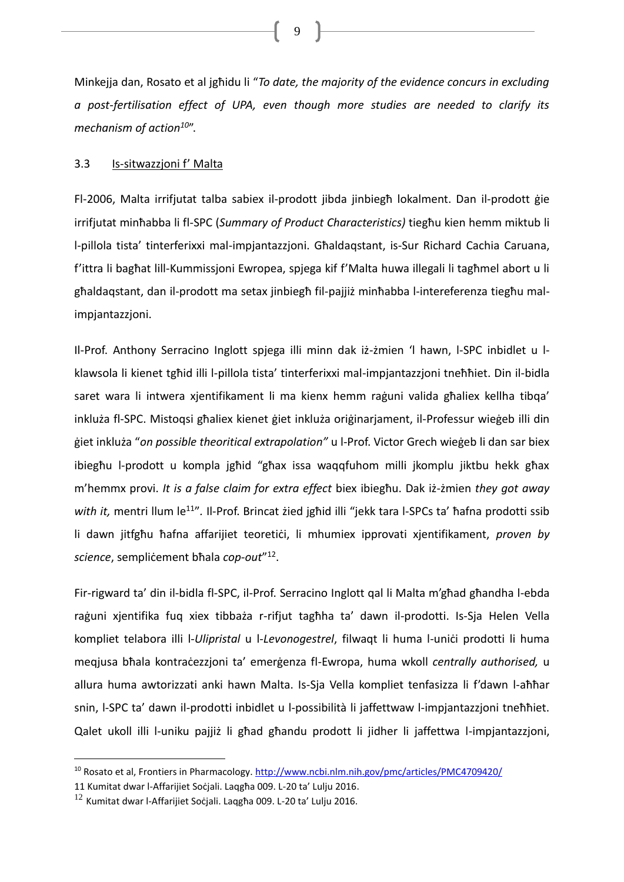Minkejja dan, Rosato et al jgħidu li "*To date, the majority of the evidence concurs in excluding a post-fertilisation effect of UPA, even though more studies are needed to clarify its mechanism of action*[10]".

### 3.3 Is-sitwazzjoni f' Malta

Fl-2006, Malta irrifjutat talba sabiex il-prodott jibda jinbiegħ lokalment. Dan il-prodott ġie irrifjutat minħabba li fl-SPC (*Summary of Product Characteristics)* tiegħu kien hemm miktub li l-pillola tista' tinterferixxi mal-impjantazzjoni. Għaldaqstant, is-Sur Richard Cachia Caruana, f'ittra li bagħat lill-Kummissjoni Ewropea, spjega kif f'Malta huwa illegali li tagħmel abort u li għaldaqstant, dan il-prodott ma setax jinbiegħ fil-pajjiż minħabba l-intereferenza tiegħu mal-impjantazzjoni.

Il-Prof. Anthony Serracino Inglott spjega illi minn dak iż-żmien 'l hawn, l-SPC inbidlet u l-klawsola li kienet tgħid illi l-pillola tista' tinterferixxi mal-impjantazzjoni tneħħiet. Din il-bidla saret wara li intwera xjentifikament li ma kienx hemm raġuni valida għaliex kellha tibqa' inkluża fl-SPC. Mistoqsi għaliex kienet ġiet inkluża oriġinarjament, il-Professur wieġeb illi din ġiet inkluża "*on possible theoritical extrapolation"* u l-Prof. Victor Grech wieġeb li dan sar biex ibiegħu l-prodott u kompla jgħid "għax issa waqqfuhom milli jkomplu jiktbu hekk għax m'hemmx provi. *It is a false claim for extra effect* biex ibiegħu. Dak iż-żmien *they got away with it,* mentri llum le[11]". Il-Prof. Brincat żied jgħid illi "jekk tara l-SPCs ta' ħafna prodotti ssib li dawn jitfgħu ħafna affarijiet teoretiċi, li mhumiex ipprovati xjentifikament, *proven by science*, sempliċement bħala *cop-out*"[12].

Fir-rigward ta' din il-bidla fl-SPC, il-Prof. Serracino Inglott qal li Malta m'għad għandha l-ebda raġuni xjentifika fuq xiex tibbaża r-rifjut tagħha ta' dawn il-prodotti. Is-Sja Helen Vella kompliet telabora illi l-*Ulipristal* u l-*Levonogestrel*, filwaqt li huma l-uniċi prodotti li huma meqjusa bħala kontraċezzjoni ta' emerġenza fl-Ewropa, huma wkoll *centrally authorised,* u allura huma awtorizzati anki hawn Malta. Is-Sja Vella kompliet tenfasizza li f'dawn l-aħħar snin, l-SPC ta' dawn il-prodotti inbidlet u l-possibilità li jaffettwaw l-impjantazzjoni tneħħiet. Qalet ukoll illi l-uniku pajjiż li għad għandu prodott li jidher li jaffettwa l-impjantazzjoni,

---

[10] Rosato et al, Frontiers in Pharmacology. http://www.ncbi.nlm.nih.gov/pmc/articles/PMC4709420/

[11] Kumitat dwar l-Affarijiet Soċjali. Laqgħa 009. L-20 ta' Lulju 2016.

[12] Kumitat dwar l-Affarijiet Soċjali. Laqgħa 009. L-20 ta' Lulju 2016.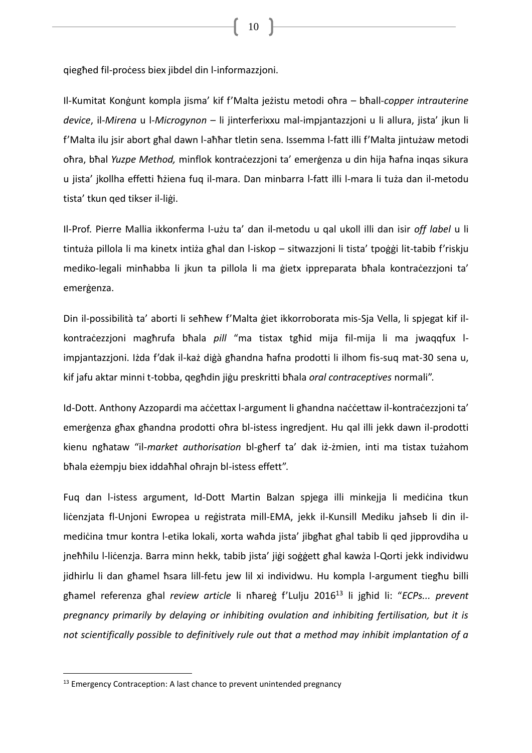qiegħed fil-proċess biex jibdel din l-informazzjoni.

Il-Kumitat Konġunt kompla jisma' kif f'Malta jeżistu metodi oħra – bħall-*copper intrauterine device*, il-*Mirena* u l-*Microgynon* – li jinterferixxu mal-impjantazzjoni u li allura, jista' jkun li f'Malta ilu jsir abort għal dawn l-aħħar tletin sena. Issemma l-fatt illi f'Malta jintużaw metodi oħra, bħal *Yuzpe Method,* minflok kontraċezzjoni ta' emerġenza u din hija ħafna inqas sikura u jista' jkollha effetti ħżiena fuq il-mara. Dan minbarra l-fatt illi l-mara li tuża dan il-metodu tista' tkun qed tikser il-liġi.

Il-Prof. Pierre Mallia ikkonferma l-użu ta' dan il-metodu u qal ukoll illi dan isir *off label* u li tintuża pillola li ma kinetx intiża għal dan l-iskop – sitwazzjoni li tista' tpoġġi lit-tabib f'riskju mediko-legali minħabba li jkun ta pillola li ma ġietx ippreparata bħala kontraċezzjoni ta' emerġenza.

Din il-possibilità ta' aborti li seħħew f'Malta ġiet ikkorroborata mis-Sja Vella, li spjegat kif il-kontraċezzjoni magħrufa bħala *pill* "ma tistax tgħid mija fil-mija li ma jwaqqfux l-impjantazzjoni. Iżda f'dak il-każ diġà għandna ħafna prodotti li ilhom fis-suq mat-30 sena u, kif jafu aktar minni t-tobba, qegħdin jiġu preskritti bħala *oral contraceptives* normali".

Id-Dott. Anthony Azzopardi ma aċċettax l-argument li għandna naċċettaw il-kontraċezzjoni ta' emerġenza għax għandna prodotti oħra bl-istess ingredjent. Hu qal illi jekk dawn il-prodotti kienu ngħataw "il-*market authorisation* bl-għerf ta' dak iż-żmien, inti ma tistax tużahom bħala eżempju biex iddaħħal oħrajn bl-istess effett".

Fuq dan l-istess argument, Id-Dott Martin Balzan spjega illi minkejja li mediċina tkun liċenzjata fl-Unjoni Ewropea u reġistrata mill-EMA, jekk il-Kunsill Mediku jaħseb li din il-mediċina tmur kontra l-etika lokali, xorta waħda jista' jibgħat għal tabib li qed jipprovdiha u jneħħilu l-liċenzja. Barra minn hekk, tabib jista' jiġi soġġett għal kawża l-Qorti jekk individwu jidhirlu li dan għamel ħsara lill-fetu jew lil xi individwu. Hu kompla l-argument tiegħu billi għamel referenza għal *review article* li ħareġ f'Lulju 2016[13] li jgħid li: "*ECPs... prevent pregnancy primarily by delaying or inhibiting ovulation and inhibiting fertilisation, but it is not scientifically possible to definitively rule out that a method may inhibit implantation of a*

[13] Emergency Contraception: A last chance to prevent unintended pregnancy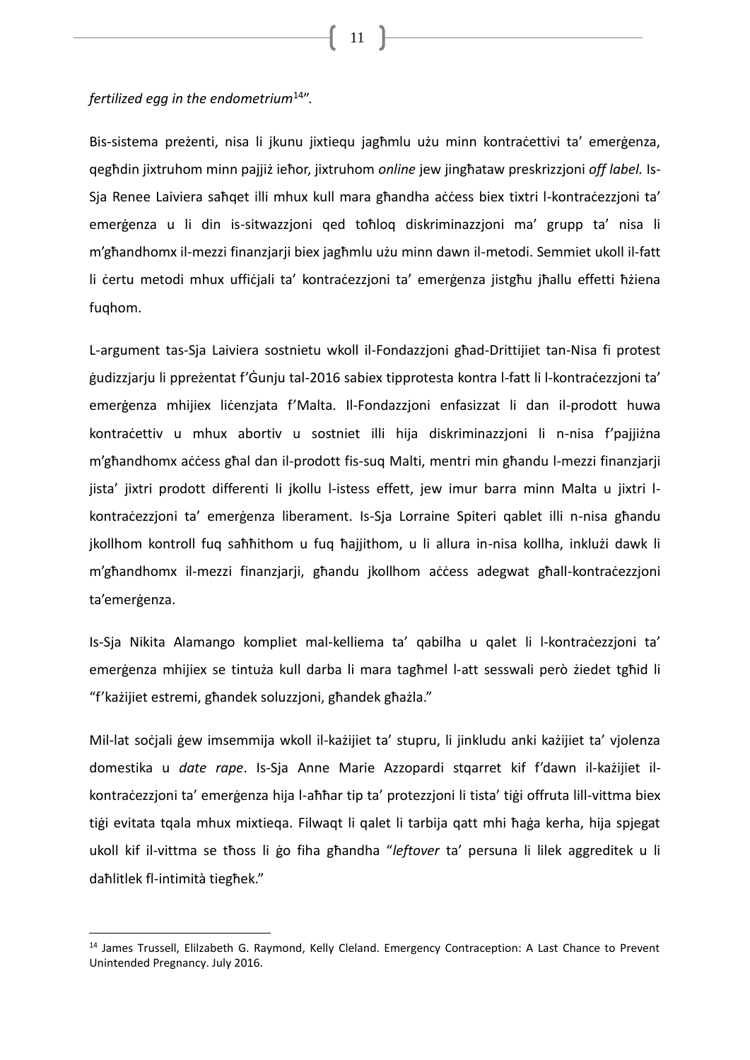*fertilized egg in the endometrium*[14]".

Bis-sistema preżenti, nisa li jkunu jixtiequ jagħmlu użu minn kontraċettivi ta' emerġenza, qegħdin jixtruhom minn pajjiż ieħor, jixtruhom *online* jew jingħataw preskrizzjoni *off label.* Is-Sja Renee Laiviera saħqet illi mhux kull mara għandha aċċess biex tixtri l-kontraċezzjoni ta' emerġenza u li din is-sitwazzjoni qed toħloq diskriminazzjoni ma' grupp ta' nisa li m'għandhomx il-mezzi finanzjarji biex jagħmlu użu minn dawn il-metodi. Semmiet ukoll il-fatt li ċertu metodi mhux uffiċjali ta' kontraċezzjoni ta' emerġenza jistgħu jħallu effetti ħżiena fuqhom.

L-argument tas-Sja Laiviera sostnietu wkoll il-Fondazzjoni għad-Drittijiet tan-Nisa fi protest ġudizzjarju li ppreżentat f'Ġunju tal-2016 sabiex tipprotesta kontra l-fatt li l-kontraċezzjoni ta' emerġenza mhijiex liċenzjata f'Malta. Il-Fondazzjoni enfasizzat li dan il-prodott huwa kontraċettiv u mhux abortiv u sostniet illi hija diskriminazzjoni li n-nisa f'pajjiżna m'għandhomx aċċess għal dan il-prodott fis-suq Malti, mentri min għandu l-mezzi finanzjarji jista' jixtri prodott differenti li jkollu l-istess effett, jew imur barra minn Malta u jixtri l-kontraċezzjoni ta' emerġenza liberament. Is-Sja Lorraine Spiteri qablet illi n-nisa għandu jkollhom kontroll fuq saħħithom u fuq ħajjithom, u li allura in-nisa kollha, inklużi dawk li m'għandhomx il-mezzi finanzjarji, għandu jkollhom aċċess adegwat għall-kontraċezzjoni ta'emerġenza.

Is-Sja Nikita Alamango kompliet mal-kelliema ta' qabilha u qalet li l-kontraċezzjoni ta' emerġenza mhijiex se tintuża kull darba li mara tagħmel l-att sesswali però żiedet tgħid li "f'każijiet estremi, għandek soluzzjoni, għandek għażla."

Mil-lat soċjali ġew imsemmija wkoll il-każijiet ta' stupru, li jinkludu anki każijiet ta' vjolenza domestika u *date rape*. Is-Sja Anne Marie Azzopardi stqarret kif f'dawn il-każijiet il-kontraċezzjoni ta' emerġenza hija l-aħħar tip ta' protezzjoni li tista' tiġi offruta lill-vittma biex tiġi evitata tqala mhux mixtieqa. Filwaqt li qalet li tarbija qatt mhi ħaġa kerha, hija spjegat ukoll kif il-vittma se tħoss li ġo fiha għandha "*leftover* ta' persuna li lilek aggreditek u li daħlitlek fl-intimità tiegħek."

[14] James Trussell, Elilzabeth G. Raymond, Kelly Cleland. Emergency Contraception: A Last Chance to Prevent Unintended Pregnancy. July 2016.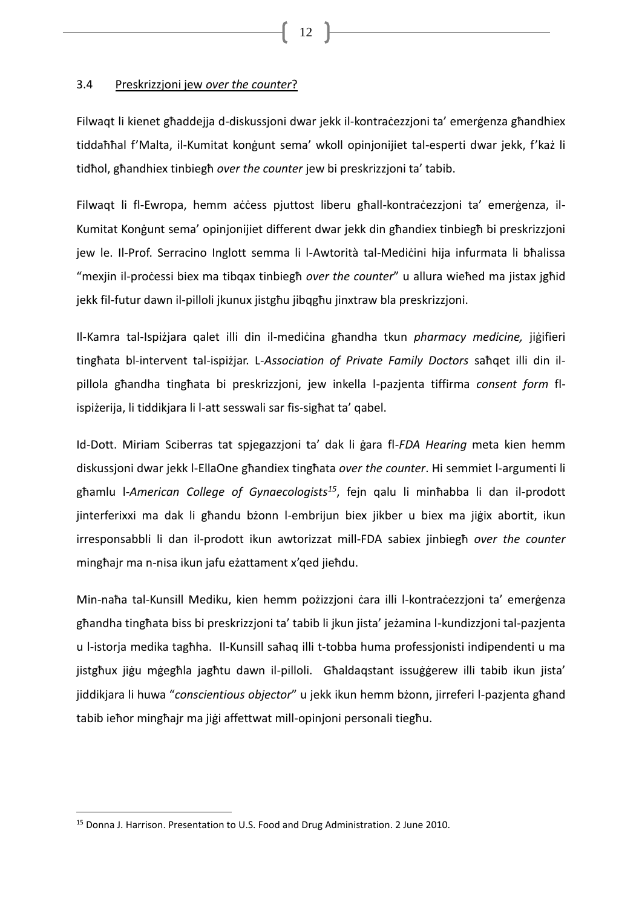### 3.4 Preskrizzjoni jew *over the counter*?

Filwaqt li kienet għaddejja d-diskussjoni dwar jekk il-kontraċezzjoni ta' emerġenza għandhiex tiddaħħal f'Malta, il-Kumitat Konġunt sema' wkoll opinjonijiet tal-esperti dwar jekk, f'każ li tidħol, għandhiex tinbiegħ *over the counter* jew bi preskrizzjoni ta' tabib.

Filwaqt li fl-Ewropa, hemm aċċess pjuttost liberu għall-kontraċezzjoni ta' emerġenza, il-Kumitat Konġunt sema' opinjonijiet different dwar jekk din għandiex tinbiegħ bi preskrizzjoni jew le. Il-Prof. Serracino Inglott semma li l-Awtorità tal-Mediċini hija infurmata li bħalissa "mexjin il-proċessi biex ma tibqax tinbiegħ *over the counter*" u allura wieħed ma jistax jgħid jekk fil-futur dawn il-pilloli jkunux jistgħu jibqgħu jinxtraw bla preskrizzjoni.

Il-Kamra tal-Ispiżjara qalet illi din il-mediċina għandha tkun *pharmacy medicine,* jiġifieri tingħata bl-intervent tal-ispiżjar. L-*Association of Private Family Doctors* saħqet illi din il-pillola għandha tingħata bi preskrizzjoni, jew inkella l-pazjenta tiffirma *consent form* fl-ispiżerija, li tiddikjara li l-att sesswali sar fis-sigħat ta' qabel.

Id-Dott. Miriam Sciberras tat spjegazzjoni ta' dak li ġara fl-*FDA Hearing* meta kien hemm diskussjoni dwar jekk l-EllaOne għandiex tingħata *over the counter*. Hi semmiet l-argumenti li għamlu l-*American College of Gynaecologists*[15], fejn qalu li minħabba li dan il-prodott jinterferixxi ma dak li għandu bżonn l-embrijun biex jikber u biex ma jiġix abortit, ikun irresponsabbli li dan il-prodott ikun awtorizzat mill-FDA sabiex jinbiegħ *over the counter* mingħajr ma n-nisa ikun jafu eżattament x'qed jieħdu.

Min-naħa tal-Kunsill Mediku, kien hemm pożizzjoni ċara illi l-kontraċezzjoni ta' emerġenza għandha tingħata biss bi preskrizzjoni ta' tabib li jkun jista' jeżamina l-kundizzjoni tal-pazjenta u l-istorja medika tagħha. Il-Kunsill saħaq illi t-tobba huma professjonisti indipendenti u ma jistgħux jiġu mġegħla jagħtu dawn il-pilloli. Għaldaqstant issuġġerew illi tabib ikun jista' jiddikjara li huwa "*conscientious objector*" u jekk ikun hemm bżonn, jirreferi l-pazjenta għand tabib ieħor mingħajr ma jiġi affettwat mill-opinjoni personali tiegħu.

---

[15] Donna J. Harrison. Presentation to U.S. Food and Drug Administration. 2 June 2010.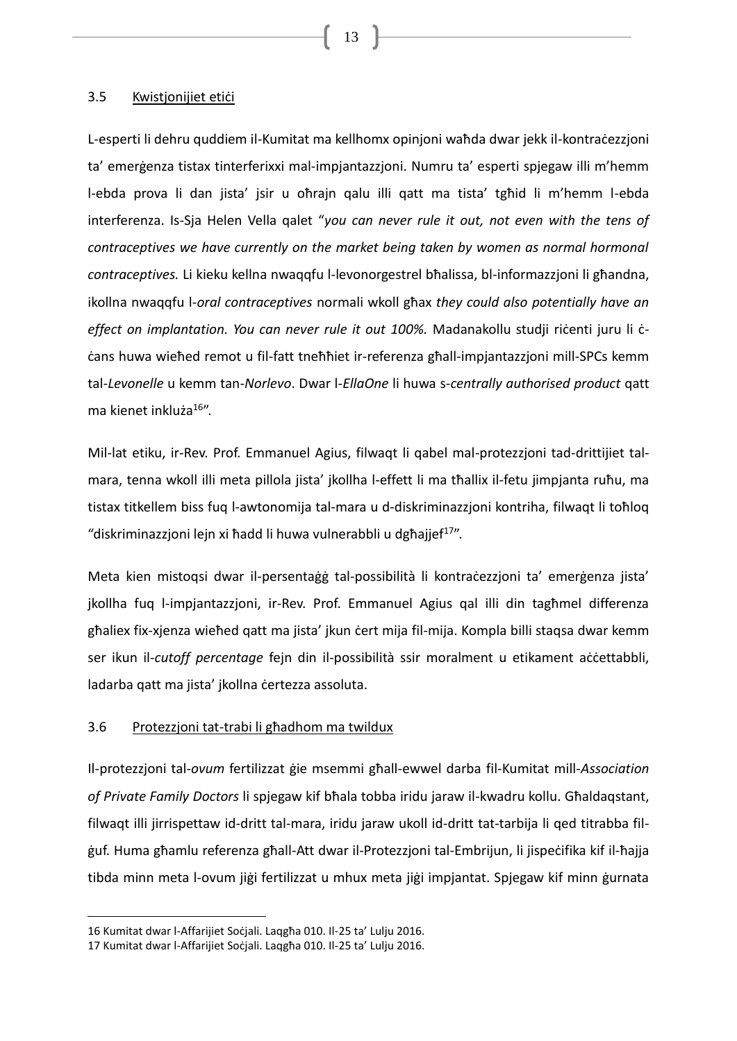### 3.5 Kwistjonijiet etiċi

L-esperti li dehru quddiem il-Kumitat ma kellhomx opinjoni waħda dwar jekk il-kontraċezzjoni ta' emerġenza tistax tinterferixxi mal-impjantazzjoni. Numru ta' esperti spjegaw illi m'hemm l-ebda prova li dan jista' jsir u oħrajn qalu illi qatt ma tista' tgħid li m'hemm l-ebda interferenza. Is-Sja Helen Vella qalet "*you can never rule it out, not even with the tens of contraceptives we have currently on the market being taken by women as normal hormonal contraceptives.* Li kieku kellna nwaqqfu l-levonorgestrel bħalissa, bl-informazzjoni li għandna, ikollna nwaqqfu l-*oral contraceptives* normali wkoll għax *they could also potentially have an effect on implantation. You can never rule it out 100%.* Madanakollu studji riċenti juru li ċ-ċans huwa wieħed remot u fil-fatt tneħħiet ir-referenza għall-impjantazzjoni mill-SPCs kemm tal-*Levonelle* u kemm tan-*Norlevo*. Dwar l-*EllaOne* li huwa s-*centrally authorised product* qatt ma kienet inkluża[16]".

Mil-lat etiku, ir-Rev. Prof. Emmanuel Agius, filwaqt li qabel mal-protezzjoni tad-drittijiet tal-mara, tenna wkoll illi meta pillola jista' jkollha l-effett li ma tħallix il-fetu jimpjanta ruħu, ma tistax titkellem biss fuq l-awtonomija tal-mara u d-diskriminazzjoni kontriha, filwaqt li toħloq "diskriminazzjoni lejn xi ħadd li huwa vulnerabbli u dgħajjef[17]".

Meta kien mistoqsi dwar il-persentaġġ tal-possibilità li kontraċezzjoni ta' emerġenza jista' jkollha fuq l-impjantazzjoni, ir-Rev. Prof. Emmanuel Agius qal illi din tagħmel differenza għaliex fix-xjenza wieħed qatt ma jista' jkun ċert mija fil-mija. Kompla billi staqsa dwar kemm ser ikun il-*cutoff percentage* fejn din il-possibilità ssir moralment u etikament aċċettabbli, ladarba qatt ma jista' jkollna ċertezza assoluta.

### 3.6 Protezzjoni tat-trabi li għadhom ma twildux

Il-protezzjoni tal-*ovum* fertilizzat ġie msemmi għall-ewwel darba fil-Kumitat mill-*Association of Private Family Doctors* li spjegaw kif bħala tobba iridu jaraw il-kwadru kollu. Għaldaqstant, filwaqt illi jirrispettaw id-dritt tal-mara, iridu jaraw ukoll id-dritt tat-tarbija li qed titrabba fil-ġuf. Huma għamlu referenza għall-Att dwar il-Protezzjoni tal-Embrijun, li jispeċifika kif il-ħajja tibda minn meta l-ovum jiġi fertilizzat u mhux meta jiġi impjantat. Spjegaw kif minn ġurnata

16 Kumitat dwar l-Affarijiet Soċjali. Laqgħa 010. Il-25 ta' Lulju 2016.
17 Kumitat dwar l-Affarijiet Soċjali. Laqgħa 010. Il-25 ta' Lulju 2016.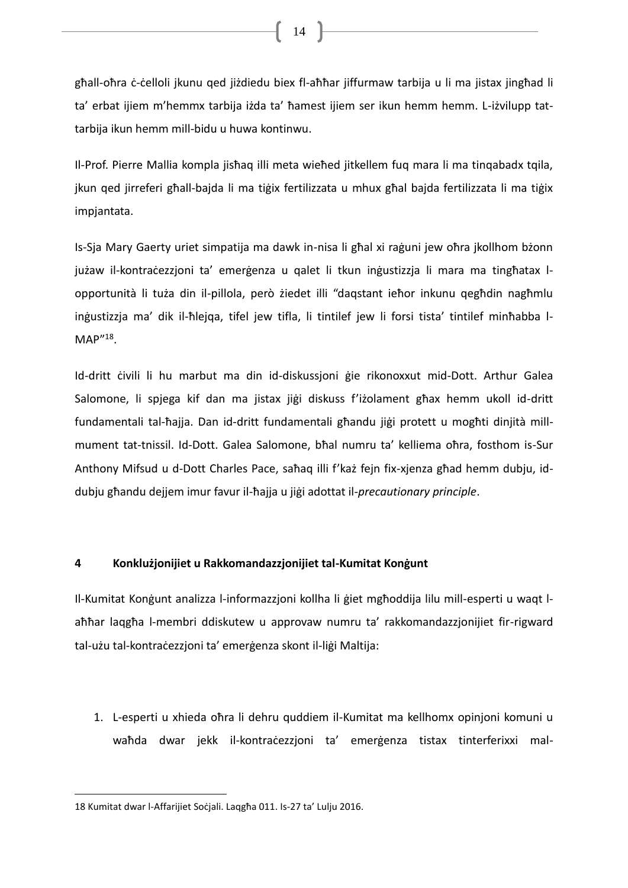għall-oħra ċ-ċelloli jkunu qed jiżdiedu biex fl-aħħar jiffurmaw tarbija u li ma jistax jingħad li ta' erbat ijiem m'hemmx tarbija iżda ta' ħamest ijiem ser ikun hemm hemm. L-iżvilupp tat-tarbija ikun hemm mill-bidu u huwa kontinwu.

Il-Prof. Pierre Mallia kompla jisħaq illi meta wieħed jitkellem fuq mara li ma tinqabadx tqila, jkun qed jirreferi għall-bajda li ma tiġix fertilizzata u mhux għal bajda fertilizzata li ma tiġix impjantata.

Is-Sja Mary Gaerty uriet simpatija ma dawk in-nisa li għal xi raġuni jew oħra jkollhom bżonn jużaw il-kontraċezzjoni ta' emerġenza u qalet li tkun inġustizzja li mara ma tingħatax l-opportunità li tuża din il-pillola, però żiedet illi "daqstant ieħor inkunu qegħdin nagħmlu inġustizzja ma' dik il-ħlejqa, tifel jew tifla, li tintilef jew li forsi tista' tintilef minħabba l-MAP"[18].

Id-dritt ċivili li hu marbut ma din id-diskussjoni ġie rikonoxxut mid-Dott. Arthur Galea Salomone, li spjega kif dan ma jistax jiġi diskuss f'iżolament għax hemm ukoll id-dritt fundamentali tal-ħajja. Dan id-dritt fundamentali għandu jiġi protett u mogħti dinjità mill-mument tat-tnissil. Id-Dott. Galea Salomone, bħal numru ta' kelliema oħra, fosthom is-Sur Anthony Mifsud u d-Dott Charles Pace, saħaq illi f'każ fejn fix-xjenza għad hemm dubju, id-dubju għandu dejjem imur favur il-ħajja u jiġi adottat il-*precautionary principle*.

## 4 Konklużjonijiet u Rakkomandazzjonijiet tal-Kumitat Konġunt

Il-Kumitat Konġunt analizza l-informazzjoni kollha li ġiet mgħoddija lilu mill-esperti u waqt l-aħħar laqgħa l-membri ddiskutew u approvaw numru ta' rakkomandazzjonijiet fir-rigward tal-użu tal-kontraċezzjoni ta' emerġenza skont il-liġi Maltija:

1. L-esperti u xhieda oħra li dehru quddiem il-Kumitat ma kellhomx opinjoni komuni u waħda dwar jekk il-kontraċezzjoni ta' emerġenza tistax tinterferixxi mal-

---

18 Kumitat dwar l-Affarijiet Soċjali. Laqgħa 011. Is-27 ta' Lulju 2016.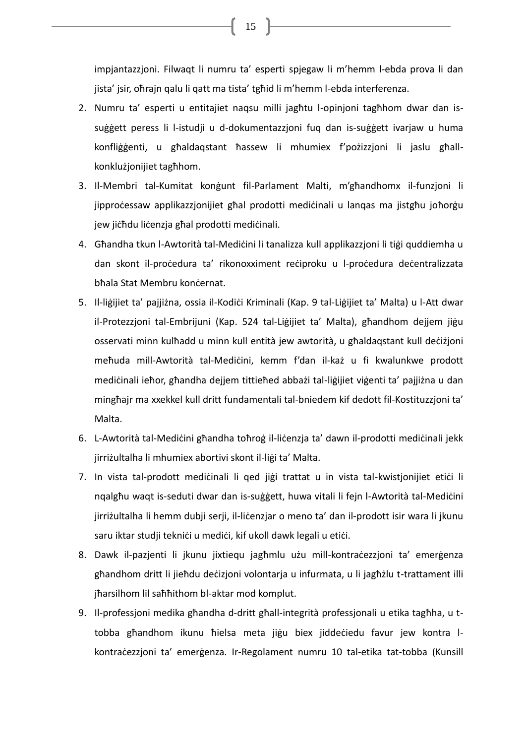impjantazzjoni. Filwaqt li numru ta' esperti spjegaw li m'hemm l-ebda prova li dan jista' jsir, oħrajn qalu li qatt ma tista' tgħid li m'hemm l-ebda interferenza.

2. Numru ta' esperti u entitajiet naqsu milli jagħtu l-opinjoni tagħhom dwar dan is-suġġett peress li l-istudji u d-dokumentazzjoni fuq dan is-suġġett ivarjaw u huma konfliġġenti, u għaldaqstant ħassew li mhumiex f'pożizzjoni li jaslu għall-konklużjonijiet tagħhom.
3. Il-Membri tal-Kumitat konġunt fil-Parlament Malti, m'għandhomx il-funzjoni li jipproċessaw applikazzjonijiet għal prodotti mediċinali u lanqas ma jistgħu joħorġu jew jiċħdu liċenzja għal prodotti mediċinali.
4. Għandha tkun l-Awtorità tal-Mediċini li tanalizza kull applikazzjoni li tiġi quddiemha u dan skont il-proċedura ta' rikonoxximent reċiproku u l-proċedura deċentralizzata bħala Stat Membru konċernat.
5. Il-liġijiet ta' pajjiżna, ossia il-Kodiċi Kriminali (Kap. 9 tal-Liġijiet ta' Malta) u l-Att dwar il-Protezzjoni tal-Embrijuni (Kap. 524 tal-Liġijiet ta' Malta), għandhom dejjem jiġu osservati minn kulħadd u minn kull entità jew awtorità, u għaldaqstant kull deċiżjoni meħuda mill-Awtorità tal-Mediċini, kemm f'dan il-każ u fi kwalunkwe prodott mediċinali ieħor, għandha dejjem tittieħed abbażi tal-liġijiet viġenti ta' pajjiżna u dan mingħajr ma xxekkel kull dritt fundamentali tal-bniedem kif dedott fil-Kostituzzjoni ta' Malta.
6. L-Awtorità tal-Mediċini għandha toħroġ il-liċenzja ta' dawn il-prodotti mediċinali jekk jirriżultalha li mhumiex abortivi skont il-liġi ta' Malta.
7. In vista tal-prodott mediċinali li qed jiġi trattat u in vista tal-kwistjonijiet etiċi li nqalgħu waqt is-seduti dwar dan is-suġġett, huwa vitali li fejn l-Awtorità tal-Mediċini jirriżultalha li hemm dubji serji, il-liċenzjar o meno ta' dan il-prodott isir wara li jkunu saru iktar studji tekniċi u mediċi, kif ukoll dawk legali u etiċi.
8. Dawk il-pazjenti li jkunu jixtiequ jagħmlu użu mill-kontraċezzjoni ta' emerġenza għandhom dritt li jieħdu deċizjoni volontarja u infurmata, u li jagħżlu t-trattament illi jħarsilhom lil saħħithom bl-aktar mod komplut.
9. Il-professjoni medika għandha d-dritt għall-integrità professjonali u etika tagħha, u t-tobba għandhom ikunu ħielsa meta jiġu biex jiddeċiedu favur jew kontra l-kontraċezzjoni ta' emerġenza. Ir-Regolament numru 10 tal-etika tat-tobba (Kunsill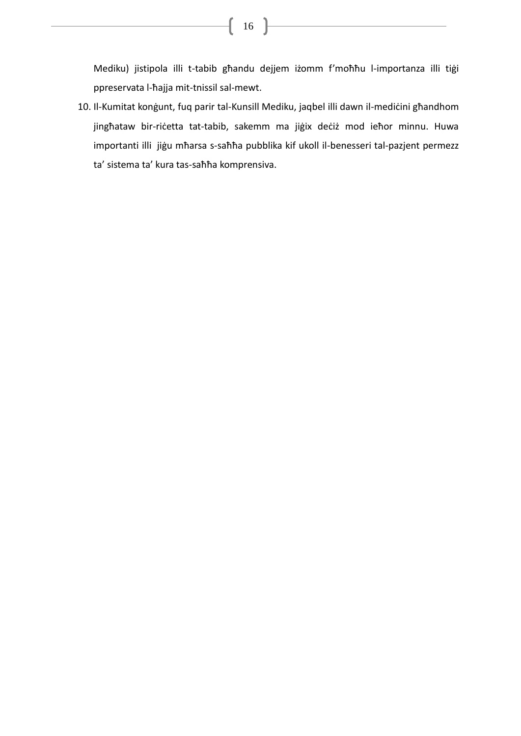Mediku) jistipola illi t-tabib għandu dejjem iżomm f'moħħu l-importanza illi tiġi ppreservata l-ħajja mit-tnissil sal-mewt.

10. Il-Kumitat konġunt, fuq parir tal-Kunsill Mediku, jaqbel illi dawn il-mediċini għandhom jingħataw bir-riċetta tat-tabib, sakemm ma jiġix deċiż mod ieħor minnu. Huwa importanti illi jiġu mħarsa s-saħħa pubblika kif ukoll il-benesseri tal-pazjent permezz ta' sistema ta' kura tas-saħħa komprensiva.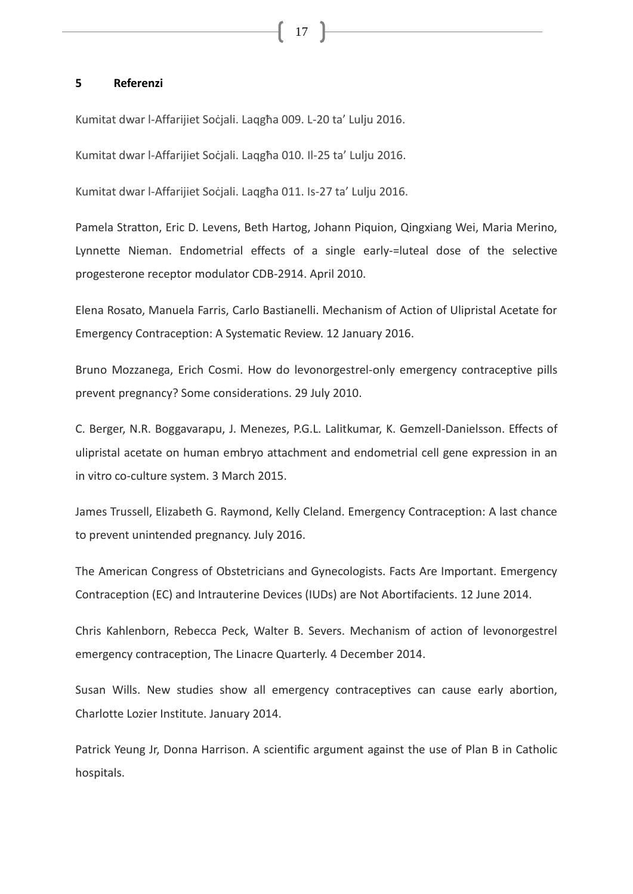## 5 Referenzi

Kumitat dwar l-Affarijiet Soċjali. Laqgħa 009. L-20 ta' Lulju 2016.

Kumitat dwar l-Affarijiet Soċjali. Laqgħa 010. Il-25 ta' Lulju 2016.

Kumitat dwar l-Affarijiet Soċjali. Laqgħa 011. Is-27 ta' Lulju 2016.

Pamela Stratton, Eric D. Levens, Beth Hartog, Johann Piquion, Qingxiang Wei, Maria Merino, Lynnette Nieman. Endometrial effects of a single early-=luteal dose of the selective progesterone receptor modulator CDB-2914. April 2010.

Elena Rosato, Manuela Farris, Carlo Bastianelli. Mechanism of Action of Ulipristal Acetate for Emergency Contraception: A Systematic Review. 12 January 2016.

Bruno Mozzanega, Erich Cosmi. How do levonorgestrel-only emergency contraceptive pills prevent pregnancy? Some considerations. 29 July 2010.

C. Berger, N.R. Boggavarapu, J. Menezes, P.G.L. Lalitkumar, K. Gemzell-Danielsson. Effects of ulipristal acetate on human embryo attachment and endometrial cell gene expression in an in vitro co-culture system. 3 March 2015.

James Trussell, Elizabeth G. Raymond, Kelly Cleland. Emergency Contraception: A last chance to prevent unintended pregnancy. July 2016.

The American Congress of Obstetricians and Gynecologists. Facts Are Important. Emergency Contraception (EC) and Intrauterine Devices (IUDs) are Not Abortifacients. 12 June 2014.

Chris Kahlenborn, Rebecca Peck, Walter B. Severs. Mechanism of action of levonorgestrel emergency contraception, The Linacre Quarterly. 4 December 2014.

Susan Wills. New studies show all emergency contraceptives can cause early abortion, Charlotte Lozier Institute. January 2014.

Patrick Yeung Jr, Donna Harrison. A scientific argument against the use of Plan B in Catholic hospitals.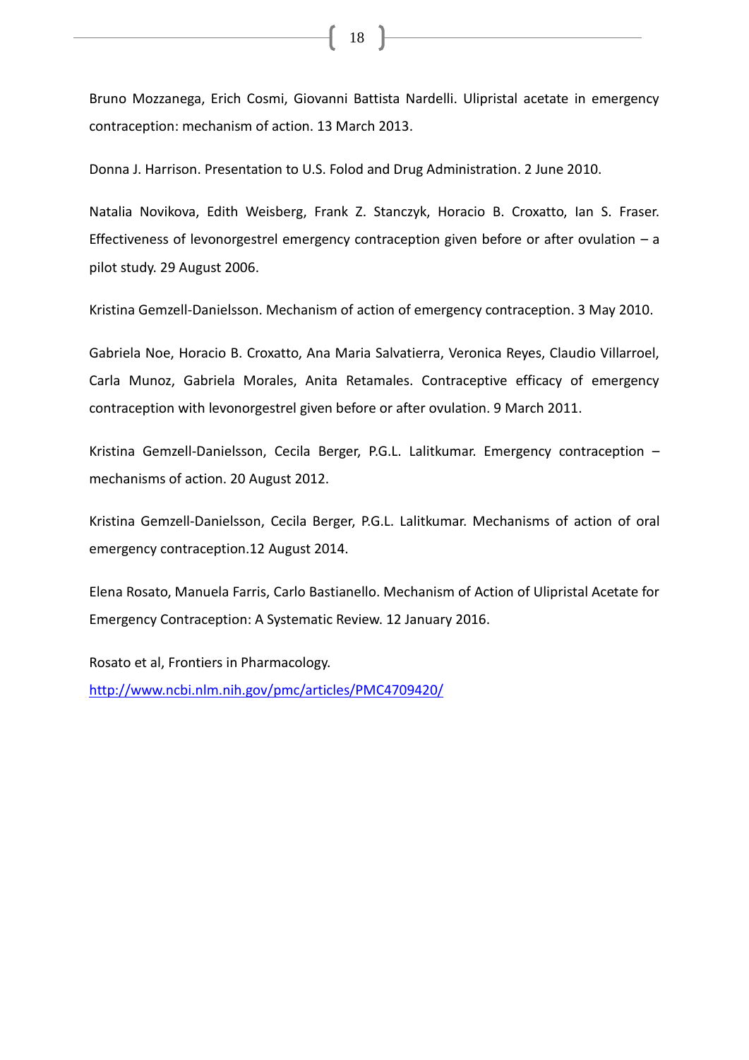Bruno Mozzanega, Erich Cosmi, Giovanni Battista Nardelli. Ulipristal acetate in emergency contraception: mechanism of action. 13 March 2013.

Donna J. Harrison. Presentation to U.S. Folod and Drug Administration. 2 June 2010.

Natalia Novikova, Edith Weisberg, Frank Z. Stanczyk, Horacio B. Croxatto, Ian S. Fraser. Effectiveness of levonorgestrel emergency contraception given before or after ovulation – a pilot study. 29 August 2006.

Kristina Gemzell-Danielsson. Mechanism of action of emergency contraception. 3 May 2010.

Gabriela Noe, Horacio B. Croxatto, Ana Maria Salvatierra, Veronica Reyes, Claudio Villarroel, Carla Munoz, Gabriela Morales, Anita Retamales. Contraceptive efficacy of emergency contraception with levonorgestrel given before or after ovulation. 9 March 2011.

Kristina Gemzell-Danielsson, Cecila Berger, P.G.L. Lalitkumar. Emergency contraception – mechanisms of action. 20 August 2012.

Kristina Gemzell-Danielsson, Cecila Berger, P.G.L. Lalitkumar. Mechanisms of action of oral emergency contraception.12 August 2014.

Elena Rosato, Manuela Farris, Carlo Bastianello. Mechanism of Action of Ulipristal Acetate for Emergency Contraception: A Systematic Review. 12 January 2016.

Rosato et al, Frontiers in Pharmacology.
http://www.ncbi.nlm.nih.gov/pmc/articles/PMC4709420/